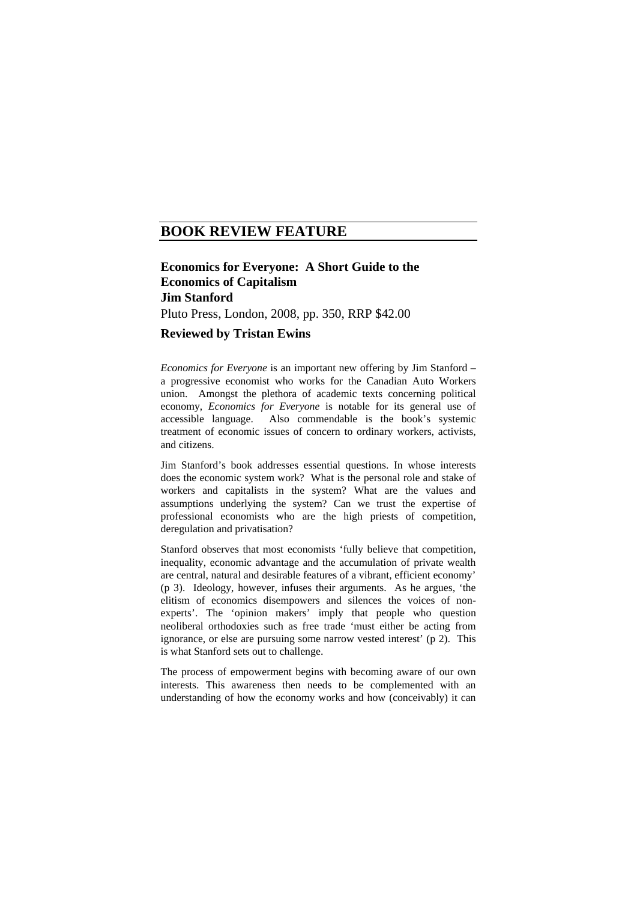# BOOK REVIEW FEATURE

**Economics for Everyone: A Short Guide to the Economics of Capitalism**
**Jim Stanford**
Pluto Press, London, 2008, pp. 350, RRP $42.00

**Reviewed by Tristan Ewins**

*Economics for Everyone* is an important new offering by Jim Stanford – a progressive economist who works for the Canadian Auto Workers union. Amongst the plethora of academic texts concerning political economy, *Economics for Everyone* is notable for its general use of accessible language. Also commendable is the book's systemic treatment of economic issues of concern to ordinary workers, activists, and citizens.

Jim Stanford's book addresses essential questions. In whose interests does the economic system work? What is the personal role and stake of workers and capitalists in the system? What are the values and assumptions underlying the system? Can we trust the expertise of professional economists who are the high priests of competition, deregulation and privatisation?

Stanford observes that most economists 'fully believe that competition, inequality, economic advantage and the accumulation of private wealth are central, natural and desirable features of a vibrant, efficient economy' (p 3). Ideology, however, infuses their arguments. As he argues, 'the elitism of economics disempowers and silences the voices of non-experts'. The 'opinion makers' imply that people who question neoliberal orthodoxies such as free trade 'must either be acting from ignorance, or else are pursuing some narrow vested interest' (p 2). This is what Stanford sets out to challenge.

The process of empowerment begins with becoming aware of our own interests. This awareness then needs to be complemented with an understanding of how the economy works and how (conceivably) it can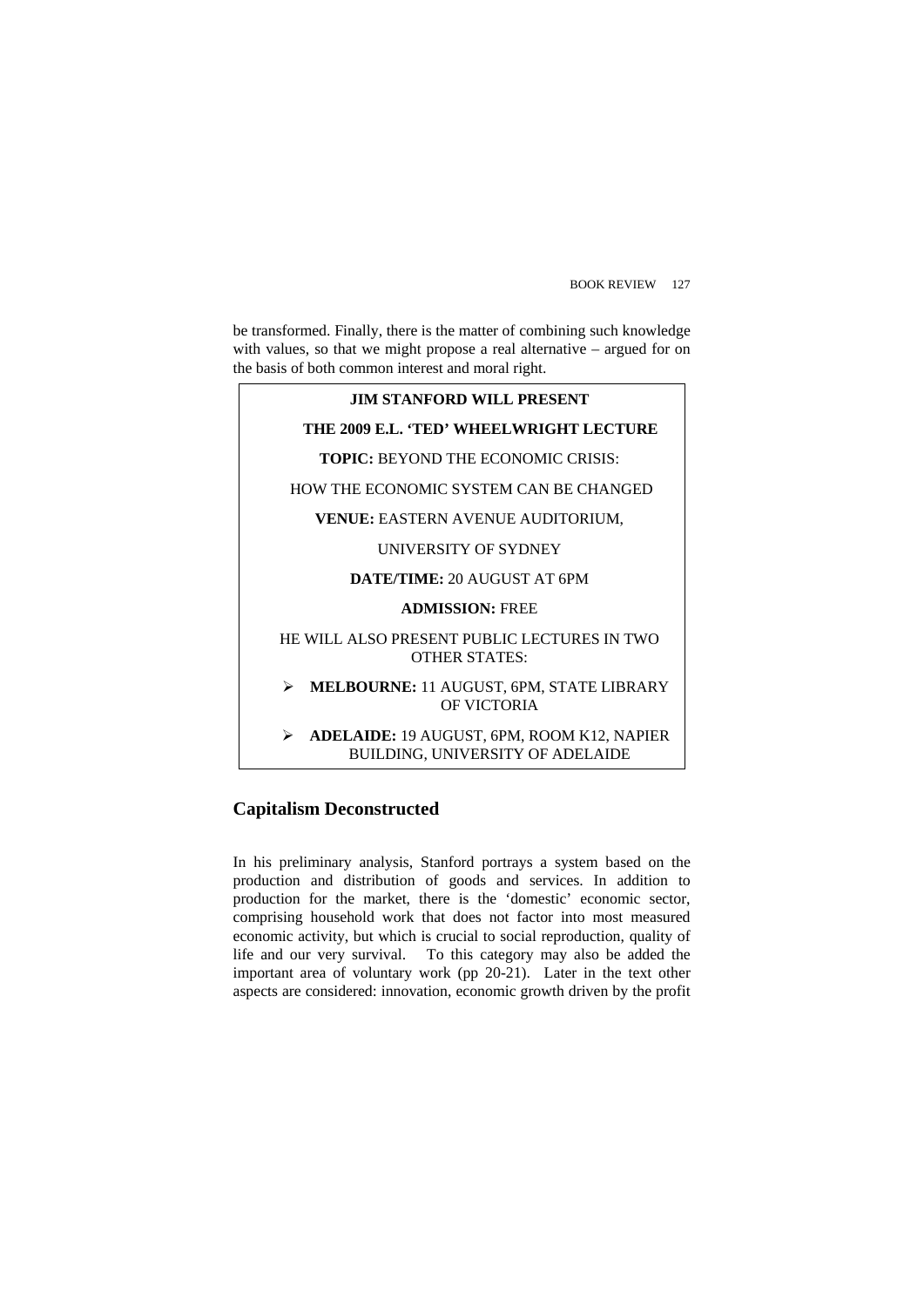be transformed. Finally, there is the matter of combining such knowledge with values, so that we might propose a real alternative – argued for on the basis of both common interest and moral right.

> **JIM STANFORD WILL PRESENT**
>
> **THE 2009 E.L. 'TED' WHEELWRIGHT LECTURE**
>
> **TOPIC:** BEYOND THE ECONOMIC CRISIS:
>
> HOW THE ECONOMIC SYSTEM CAN BE CHANGED
>
> **VENUE:** EASTERN AVENUE AUDITORIUM,
>
> UNIVERSITY OF SYDNEY
>
> **DATE/TIME:** 20 AUGUST AT 6PM
>
> **ADMISSION:** FREE
>
> HE WILL ALSO PRESENT PUBLIC LECTURES IN TWO OTHER STATES:
>
> - **MELBOURNE:** 11 AUGUST, 6PM, STATE LIBRARY OF VICTORIA
> - **ADELAIDE:** 19 AUGUST, 6PM, ROOM K12, NAPIER BUILDING, UNIVERSITY OF ADELAIDE

## Capitalism Deconstructed

In his preliminary analysis, Stanford portrays a system based on the production and distribution of goods and services. In addition to production for the market, there is the 'domestic' economic sector, comprising household work that does not factor into most measured economic activity, but which is crucial to social reproduction, quality of life and our very survival. To this category may also be added the important area of voluntary work (pp 20-21). Later in the text other aspects are considered: innovation, economic growth driven by the profit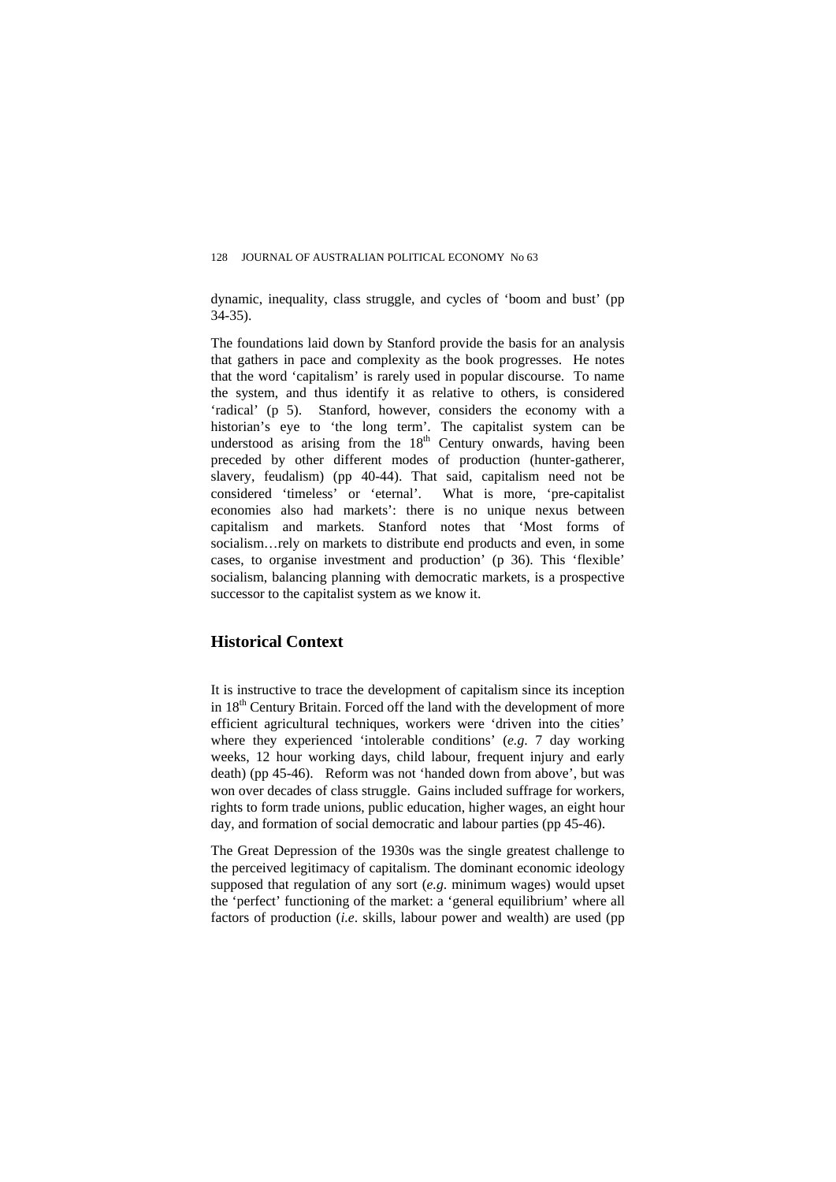dynamic, inequality, class struggle, and cycles of 'boom and bust' (pp 34-35).

The foundations laid down by Stanford provide the basis for an analysis that gathers in pace and complexity as the book progresses. He notes that the word 'capitalism' is rarely used in popular discourse. To name the system, and thus identify it as relative to others, is considered 'radical' (p 5). Stanford, however, considers the economy with a historian's eye to 'the long term'. The capitalist system can be understood as arising from the 18th Century onwards, having been preceded by other different modes of production (hunter-gatherer, slavery, feudalism) (pp 40-44). That said, capitalism need not be considered 'timeless' or 'eternal'. What is more, 'pre-capitalist economies also had markets': there is no unique nexus between capitalism and markets. Stanford notes that 'Most forms of socialism…rely on markets to distribute end products and even, in some cases, to organise investment and production' (p 36). This 'flexible' socialism, balancing planning with democratic markets, is a prospective successor to the capitalist system as we know it.

## Historical Context

It is instructive to trace the development of capitalism since its inception in 18th Century Britain. Forced off the land with the development of more efficient agricultural techniques, workers were 'driven into the cities' where they experienced 'intolerable conditions' (*e.g*. 7 day working weeks, 12 hour working days, child labour, frequent injury and early death) (pp 45-46). Reform was not 'handed down from above', but was won over decades of class struggle. Gains included suffrage for workers, rights to form trade unions, public education, higher wages, an eight hour day, and formation of social democratic and labour parties (pp 45-46).

The Great Depression of the 1930s was the single greatest challenge to the perceived legitimacy of capitalism. The dominant economic ideology supposed that regulation of any sort (*e.g*. minimum wages) would upset the 'perfect' functioning of the market: a 'general equilibrium' where all factors of production (*i.e*. skills, labour power and wealth) are used (pp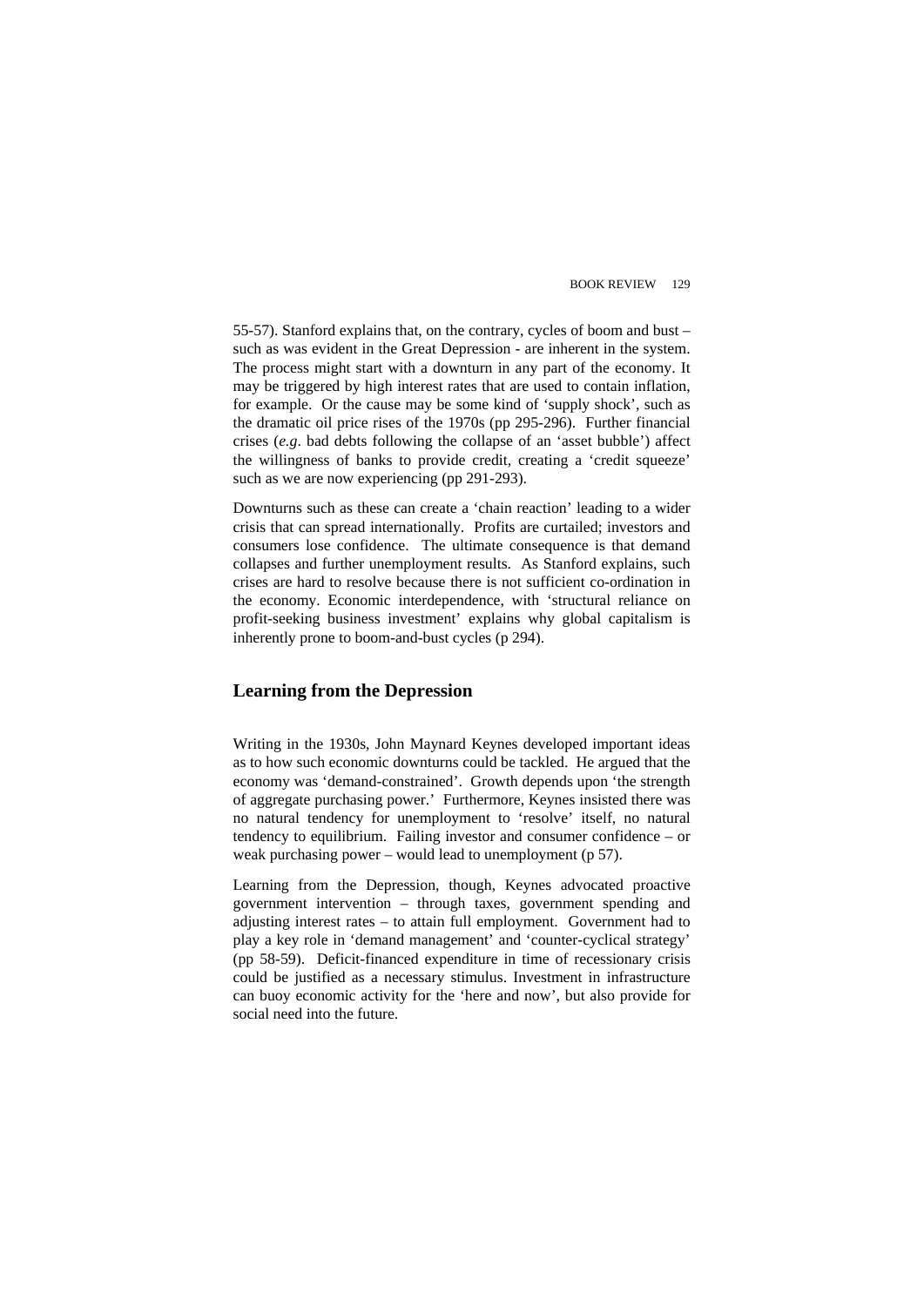55-57). Stanford explains that, on the contrary, cycles of boom and bust – such as was evident in the Great Depression - are inherent in the system. The process might start with a downturn in any part of the economy. It may be triggered by high interest rates that are used to contain inflation, for example. Or the cause may be some kind of 'supply shock', such as the dramatic oil price rises of the 1970s (pp 295-296). Further financial crises (*e.g*. bad debts following the collapse of an 'asset bubble') affect the willingness of banks to provide credit, creating a 'credit squeeze' such as we are now experiencing (pp 291-293).

Downturns such as these can create a 'chain reaction' leading to a wider crisis that can spread internationally. Profits are curtailed; investors and consumers lose confidence. The ultimate consequence is that demand collapses and further unemployment results. As Stanford explains, such crises are hard to resolve because there is not sufficient co-ordination in the economy. Economic interdependence, with 'structural reliance on profit-seeking business investment' explains why global capitalism is inherently prone to boom-and-bust cycles (p 294).

## Learning from the Depression

Writing in the 1930s, John Maynard Keynes developed important ideas as to how such economic downturns could be tackled. He argued that the economy was 'demand-constrained'. Growth depends upon 'the strength of aggregate purchasing power.' Furthermore, Keynes insisted there was no natural tendency for unemployment to 'resolve' itself, no natural tendency to equilibrium. Failing investor and consumer confidence – or weak purchasing power – would lead to unemployment (p 57).

Learning from the Depression, though, Keynes advocated proactive government intervention – through taxes, government spending and adjusting interest rates – to attain full employment. Government had to play a key role in 'demand management' and 'counter-cyclical strategy' (pp 58-59). Deficit-financed expenditure in time of recessionary crisis could be justified as a necessary stimulus. Investment in infrastructure can buoy economic activity for the 'here and now', but also provide for social need into the future.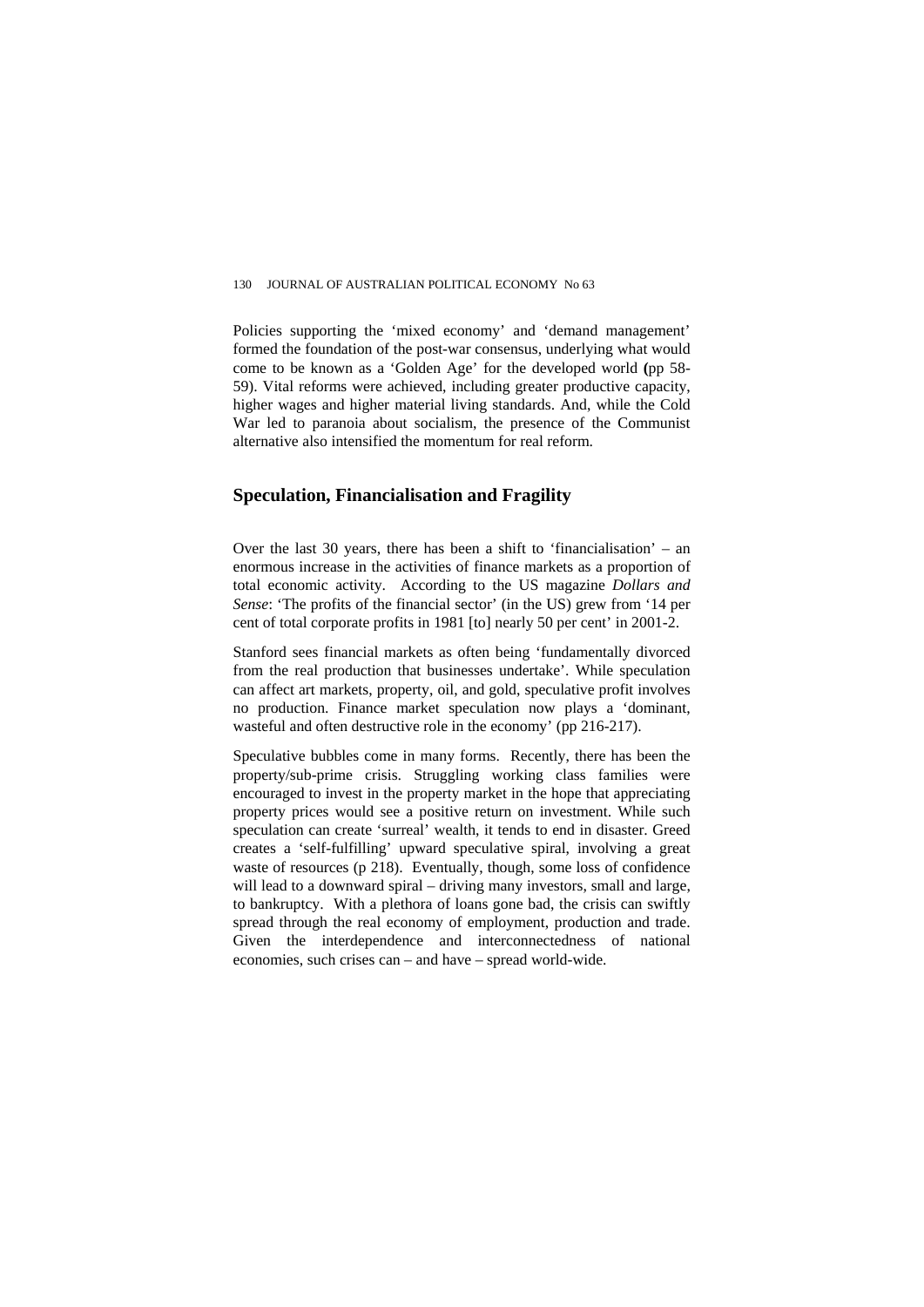Policies supporting the 'mixed economy' and 'demand management' formed the foundation of the post-war consensus, underlying what would come to be known as a 'Golden Age' for the developed world **(**pp 58-59). Vital reforms were achieved, including greater productive capacity, higher wages and higher material living standards. And, while the Cold War led to paranoia about socialism, the presence of the Communist alternative also intensified the momentum for real reform.

## Speculation, Financialisation and Fragility

Over the last 30 years, there has been a shift to 'financialisation' – an enormous increase in the activities of finance markets as a proportion of total economic activity. According to the US magazine *Dollars and Sense*: 'The profits of the financial sector' (in the US) grew from '14 per cent of total corporate profits in 1981 [to] nearly 50 per cent' in 2001-2.

Stanford sees financial markets as often being 'fundamentally divorced from the real production that businesses undertake'. While speculation can affect art markets, property, oil, and gold, speculative profit involves no production. Finance market speculation now plays a 'dominant, wasteful and often destructive role in the economy' (pp 216-217).

Speculative bubbles come in many forms. Recently, there has been the property/sub-prime crisis. Struggling working class families were encouraged to invest in the property market in the hope that appreciating property prices would see a positive return on investment. While such speculation can create 'surreal' wealth, it tends to end in disaster. Greed creates a 'self-fulfilling' upward speculative spiral, involving a great waste of resources (p 218). Eventually, though, some loss of confidence will lead to a downward spiral – driving many investors, small and large, to bankruptcy. With a plethora of loans gone bad, the crisis can swiftly spread through the real economy of employment, production and trade. Given the interdependence and interconnectedness of national economies, such crises can – and have – spread world-wide.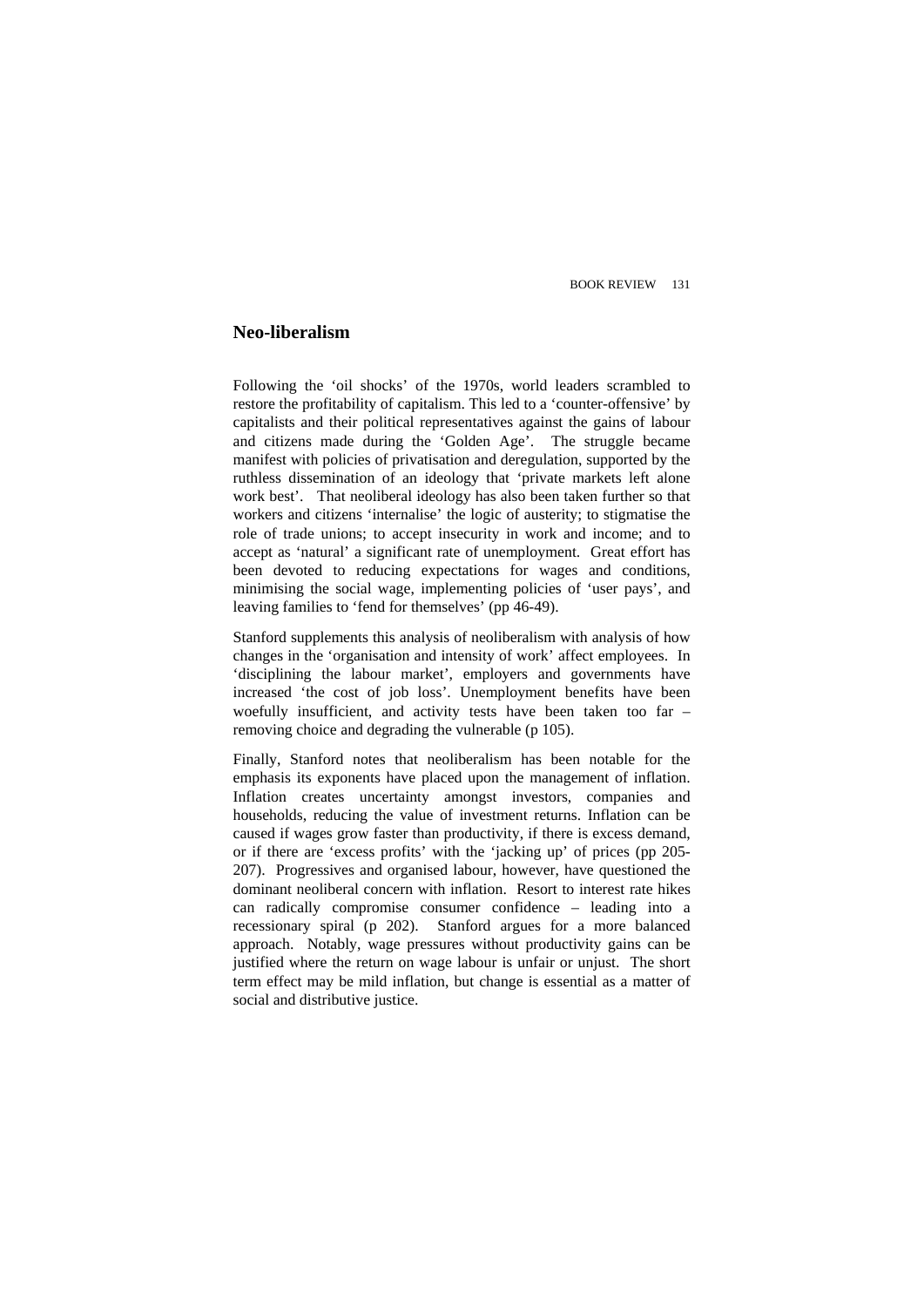## Neo-liberalism

Following the 'oil shocks' of the 1970s, world leaders scrambled to restore the profitability of capitalism. This led to a 'counter-offensive' by capitalists and their political representatives against the gains of labour and citizens made during the 'Golden Age'. The struggle became manifest with policies of privatisation and deregulation, supported by the ruthless dissemination of an ideology that 'private markets left alone work best'. That neoliberal ideology has also been taken further so that workers and citizens 'internalise' the logic of austerity; to stigmatise the role of trade unions; to accept insecurity in work and income; and to accept as 'natural' a significant rate of unemployment. Great effort has been devoted to reducing expectations for wages and conditions, minimising the social wage, implementing policies of 'user pays', and leaving families to 'fend for themselves' (pp 46-49).

Stanford supplements this analysis of neoliberalism with analysis of how changes in the 'organisation and intensity of work' affect employees. In 'disciplining the labour market', employers and governments have increased 'the cost of job loss'. Unemployment benefits have been woefully insufficient, and activity tests have been taken too far – removing choice and degrading the vulnerable (p 105).

Finally, Stanford notes that neoliberalism has been notable for the emphasis its exponents have placed upon the management of inflation. Inflation creates uncertainty amongst investors, companies and households, reducing the value of investment returns. Inflation can be caused if wages grow faster than productivity, if there is excess demand, or if there are 'excess profits' with the 'jacking up' of prices (pp 205-207). Progressives and organised labour, however, have questioned the dominant neoliberal concern with inflation. Resort to interest rate hikes can radically compromise consumer confidence – leading into a recessionary spiral (p 202). Stanford argues for a more balanced approach. Notably, wage pressures without productivity gains can be justified where the return on wage labour is unfair or unjust. The short term effect may be mild inflation, but change is essential as a matter of social and distributive justice.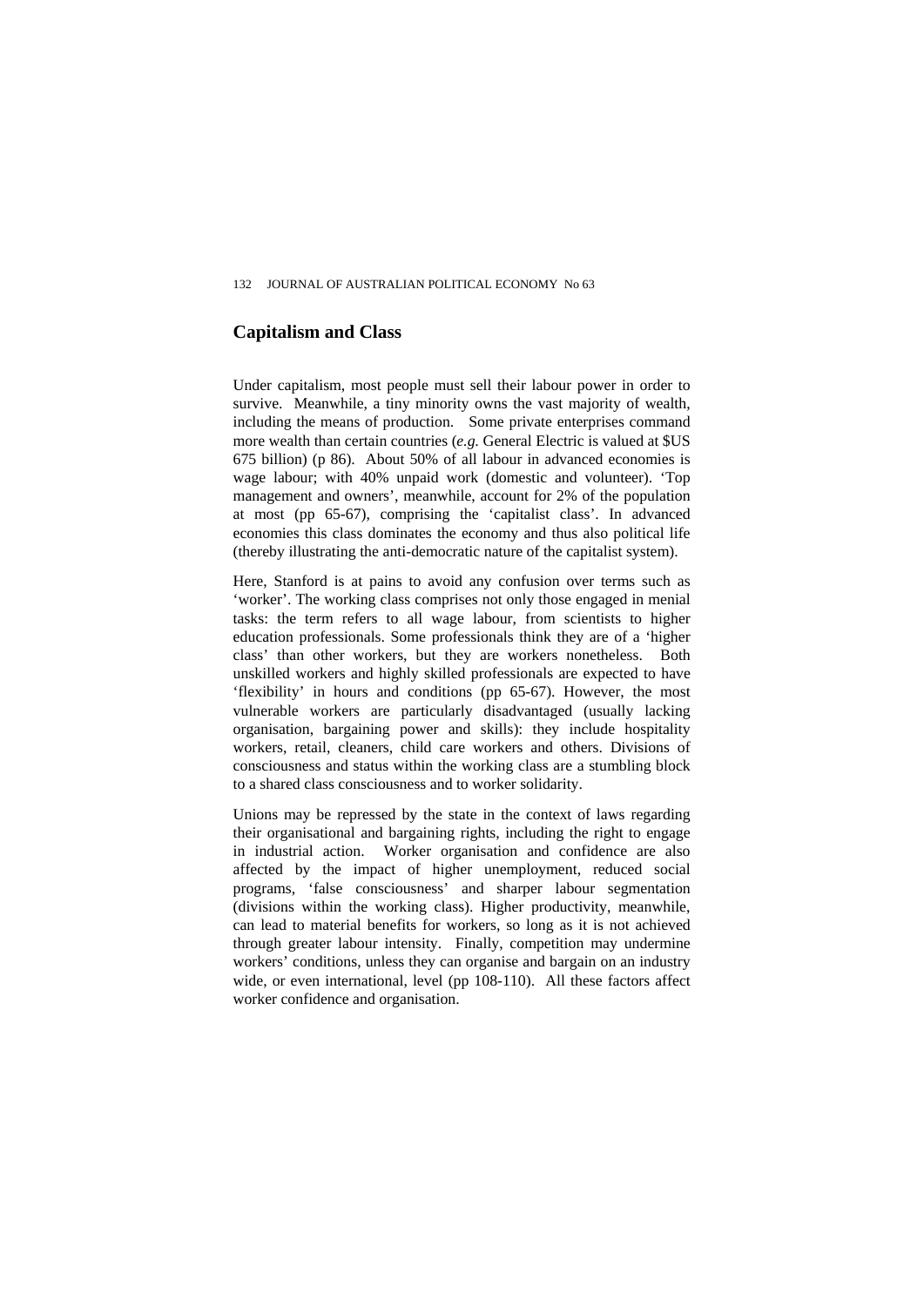## Capitalism and Class

Under capitalism, most people must sell their labour power in order to survive. Meanwhile, a tiny minority owns the vast majority of wealth, including the means of production. Some private enterprises command more wealth than certain countries (*e.g.* General Electric is valued at $US 675 billion) (p 86). About 50% of all labour in advanced economies is wage labour; with 40% unpaid work (domestic and volunteer). 'Top management and owners', meanwhile, account for 2% of the population at most (pp 65-67), comprising the 'capitalist class'. In advanced economies this class dominates the economy and thus also political life (thereby illustrating the anti-democratic nature of the capitalist system).

Here, Stanford is at pains to avoid any confusion over terms such as 'worker'. The working class comprises not only those engaged in menial tasks: the term refers to all wage labour, from scientists to higher education professionals. Some professionals think they are of a 'higher class' than other workers, but they are workers nonetheless. Both unskilled workers and highly skilled professionals are expected to have 'flexibility' in hours and conditions (pp 65-67). However, the most vulnerable workers are particularly disadvantaged (usually lacking organisation, bargaining power and skills): they include hospitality workers, retail, cleaners, child care workers and others. Divisions of consciousness and status within the working class are a stumbling block to a shared class consciousness and to worker solidarity.

Unions may be repressed by the state in the context of laws regarding their organisational and bargaining rights, including the right to engage in industrial action. Worker organisation and confidence are also affected by the impact of higher unemployment, reduced social programs, 'false consciousness' and sharper labour segmentation (divisions within the working class). Higher productivity, meanwhile, can lead to material benefits for workers, so long as it is not achieved through greater labour intensity. Finally, competition may undermine workers' conditions, unless they can organise and bargain on an industry wide, or even international, level (pp 108-110). All these factors affect worker confidence and organisation.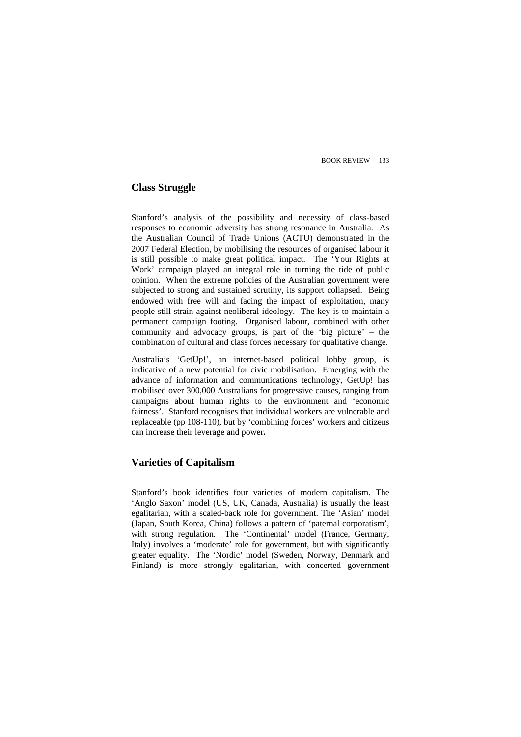## Class Struggle

Stanford's analysis of the possibility and necessity of class-based responses to economic adversity has strong resonance in Australia. As the Australian Council of Trade Unions (ACTU) demonstrated in the 2007 Federal Election, by mobilising the resources of organised labour it is still possible to make great political impact. The 'Your Rights at Work' campaign played an integral role in turning the tide of public opinion. When the extreme policies of the Australian government were subjected to strong and sustained scrutiny, its support collapsed. Being endowed with free will and facing the impact of exploitation, many people still strain against neoliberal ideology. The key is to maintain a permanent campaign footing. Organised labour, combined with other community and advocacy groups, is part of the 'big picture' – the combination of cultural and class forces necessary for qualitative change.

Australia's 'GetUp!', an internet-based political lobby group, is indicative of a new potential for civic mobilisation. Emerging with the advance of information and communications technology, GetUp! has mobilised over 300,000 Australians for progressive causes, ranging from campaigns about human rights to the environment and 'economic fairness'. Stanford recognises that individual workers are vulnerable and replaceable (pp 108-110), but by 'combining forces' workers and citizens can increase their leverage and power**.**

## Varieties of Capitalism

Stanford's book identifies four varieties of modern capitalism. The 'Anglo Saxon' model (US, UK, Canada, Australia) is usually the least egalitarian, with a scaled-back role for government. The 'Asian' model (Japan, South Korea, China) follows a pattern of 'paternal corporatism', with strong regulation. The 'Continental' model (France, Germany, Italy) involves a 'moderate' role for government, but with significantly greater equality. The 'Nordic' model (Sweden, Norway, Denmark and Finland) is more strongly egalitarian, with concerted government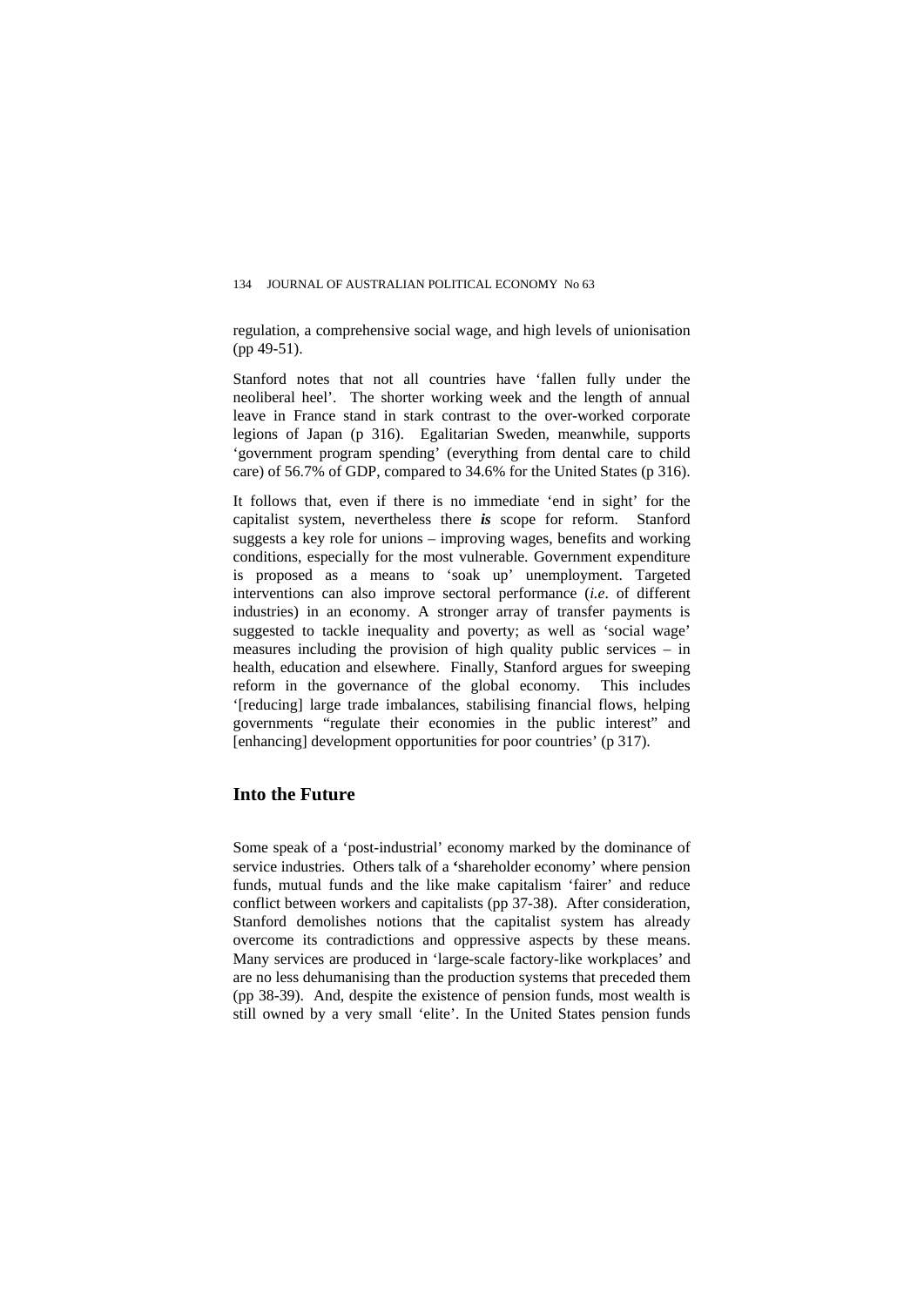regulation, a comprehensive social wage, and high levels of unionisation (pp 49-51).

Stanford notes that not all countries have 'fallen fully under the neoliberal heel'. The shorter working week and the length of annual leave in France stand in stark contrast to the over-worked corporate legions of Japan (p 316). Egalitarian Sweden, meanwhile, supports 'government program spending' (everything from dental care to child care) of 56.7% of GDP, compared to 34.6% for the United States (p 316).

It follows that, even if there is no immediate 'end in sight' for the capitalist system, nevertheless there ***is*** scope for reform. Stanford suggests a key role for unions – improving wages, benefits and working conditions, especially for the most vulnerable. Government expenditure is proposed as a means to 'soak up' unemployment. Targeted interventions can also improve sectoral performance (*i.e*. of different industries) in an economy. A stronger array of transfer payments is suggested to tackle inequality and poverty; as well as 'social wage' measures including the provision of high quality public services – in health, education and elsewhere. Finally, Stanford argues for sweeping reform in the governance of the global economy. This includes '[reducing] large trade imbalances, stabilising financial flows, helping governments "regulate their economies in the public interest" and [enhancing] development opportunities for poor countries' (p 317).

## Into the Future

Some speak of a 'post-industrial' economy marked by the dominance of service industries. Others talk of a 'shareholder economy' where pension funds, mutual funds and the like make capitalism 'fairer' and reduce conflict between workers and capitalists (pp 37-38). After consideration, Stanford demolishes notions that the capitalist system has already overcome its contradictions and oppressive aspects by these means. Many services are produced in 'large-scale factory-like workplaces' and are no less dehumanising than the production systems that preceded them (pp 38-39). And, despite the existence of pension funds, most wealth is still owned by a very small 'elite'. In the United States pension funds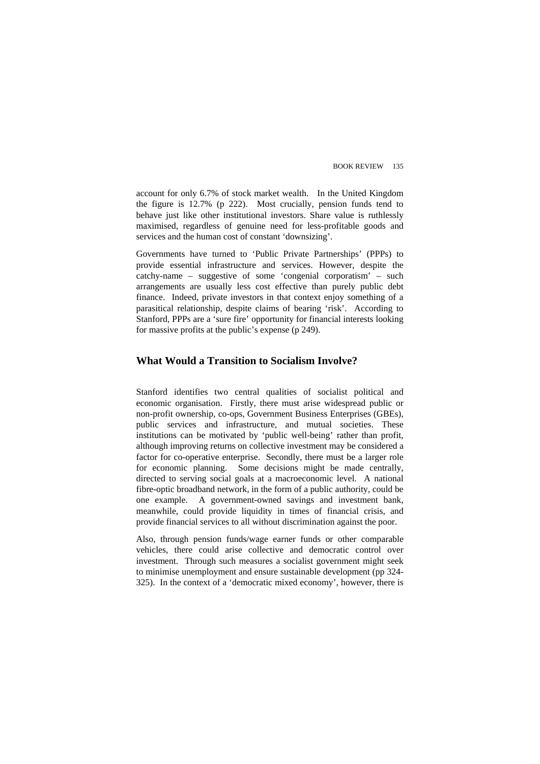account for only 6.7% of stock market wealth. In the United Kingdom the figure is 12.7% (p 222). Most crucially, pension funds tend to behave just like other institutional investors. Share value is ruthlessly maximised, regardless of genuine need for less-profitable goods and services and the human cost of constant 'downsizing'.

Governments have turned to 'Public Private Partnerships' (PPPs) to provide essential infrastructure and services. However, despite the catchy-name – suggestive of some 'congenial corporatism' – such arrangements are usually less cost effective than purely public debt finance. Indeed, private investors in that context enjoy something of a parasitical relationship, despite claims of bearing 'risk'. According to Stanford, PPPs are a 'sure fire' opportunity for financial interests looking for massive profits at the public's expense (p 249).

## What Would a Transition to Socialism Involve?

Stanford identifies two central qualities of socialist political and economic organisation. Firstly, there must arise widespread public or non-profit ownership, co-ops, Government Business Enterprises (GBEs), public services and infrastructure, and mutual societies. These institutions can be motivated by 'public well-being' rather than profit, although improving returns on collective investment may be considered a factor for co-operative enterprise. Secondly, there must be a larger role for economic planning. Some decisions might be made centrally, directed to serving social goals at a macroeconomic level. A national fibre-optic broadband network, in the form of a public authority, could be one example. A government-owned savings and investment bank, meanwhile, could provide liquidity in times of financial crisis, and provide financial services to all without discrimination against the poor.

Also, through pension funds/wage earner funds or other comparable vehicles, there could arise collective and democratic control over investment. Through such measures a socialist government might seek to minimise unemployment and ensure sustainable development (pp 324-325). In the context of a 'democratic mixed economy', however, there is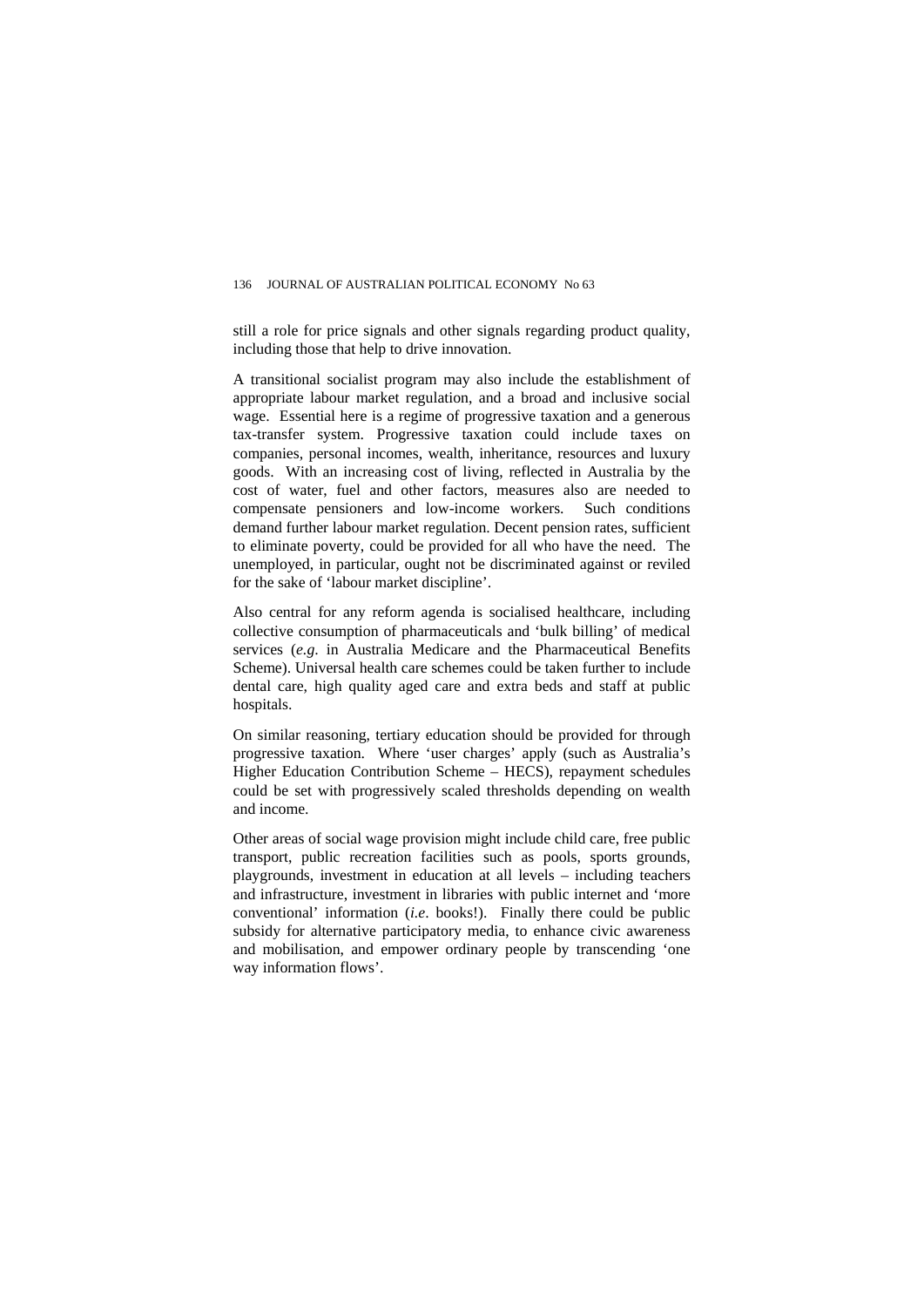still a role for price signals and other signals regarding product quality, including those that help to drive innovation.

A transitional socialist program may also include the establishment of appropriate labour market regulation, and a broad and inclusive social wage. Essential here is a regime of progressive taxation and a generous tax-transfer system. Progressive taxation could include taxes on companies, personal incomes, wealth, inheritance, resources and luxury goods. With an increasing cost of living, reflected in Australia by the cost of water, fuel and other factors, measures also are needed to compensate pensioners and low-income workers. Such conditions demand further labour market regulation. Decent pension rates, sufficient to eliminate poverty, could be provided for all who have the need. The unemployed, in particular, ought not be discriminated against or reviled for the sake of 'labour market discipline'.

Also central for any reform agenda is socialised healthcare, including collective consumption of pharmaceuticals and 'bulk billing' of medical services (*e.g*. in Australia Medicare and the Pharmaceutical Benefits Scheme). Universal health care schemes could be taken further to include dental care, high quality aged care and extra beds and staff at public hospitals.

On similar reasoning, tertiary education should be provided for through progressive taxation. Where 'user charges' apply (such as Australia's Higher Education Contribution Scheme – HECS), repayment schedules could be set with progressively scaled thresholds depending on wealth and income.

Other areas of social wage provision might include child care, free public transport, public recreation facilities such as pools, sports grounds, playgrounds, investment in education at all levels – including teachers and infrastructure, investment in libraries with public internet and 'more conventional' information (*i.e*. books!). Finally there could be public subsidy for alternative participatory media, to enhance civic awareness and mobilisation, and empower ordinary people by transcending 'one way information flows'.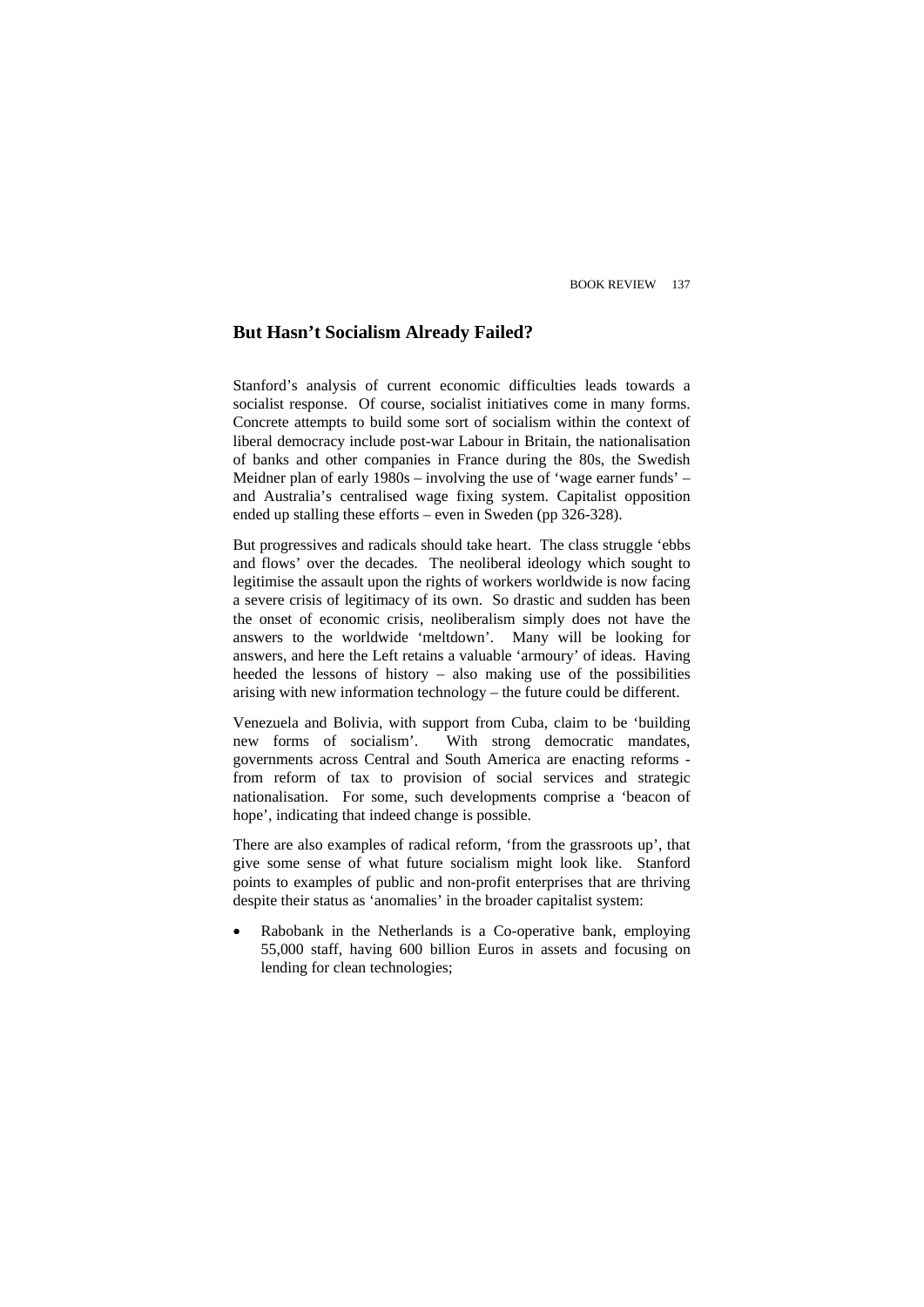## But Hasn't Socialism Already Failed?

Stanford's analysis of current economic difficulties leads towards a socialist response. Of course, socialist initiatives come in many forms. Concrete attempts to build some sort of socialism within the context of liberal democracy include post-war Labour in Britain, the nationalisation of banks and other companies in France during the 80s, the Swedish Meidner plan of early 1980s – involving the use of 'wage earner funds' – and Australia's centralised wage fixing system. Capitalist opposition ended up stalling these efforts – even in Sweden (pp 326-328).

But progressives and radicals should take heart. The class struggle 'ebbs and flows' over the decades. The neoliberal ideology which sought to legitimise the assault upon the rights of workers worldwide is now facing a severe crisis of legitimacy of its own. So drastic and sudden has been the onset of economic crisis, neoliberalism simply does not have the answers to the worldwide 'meltdown'. Many will be looking for answers, and here the Left retains a valuable 'armoury' of ideas. Having heeded the lessons of history – also making use of the possibilities arising with new information technology – the future could be different.

Venezuela and Bolivia, with support from Cuba, claim to be 'building new forms of socialism'. With strong democratic mandates, governments across Central and South America are enacting reforms - from reform of tax to provision of social services and strategic nationalisation. For some, such developments comprise a 'beacon of hope', indicating that indeed change is possible.

There are also examples of radical reform, 'from the grassroots up', that give some sense of what future socialism might look like. Stanford points to examples of public and non-profit enterprises that are thriving despite their status as 'anomalies' in the broader capitalist system:

- Rabobank in the Netherlands is a Co-operative bank, employing 55,000 staff, having 600 billion Euros in assets and focusing on lending for clean technologies;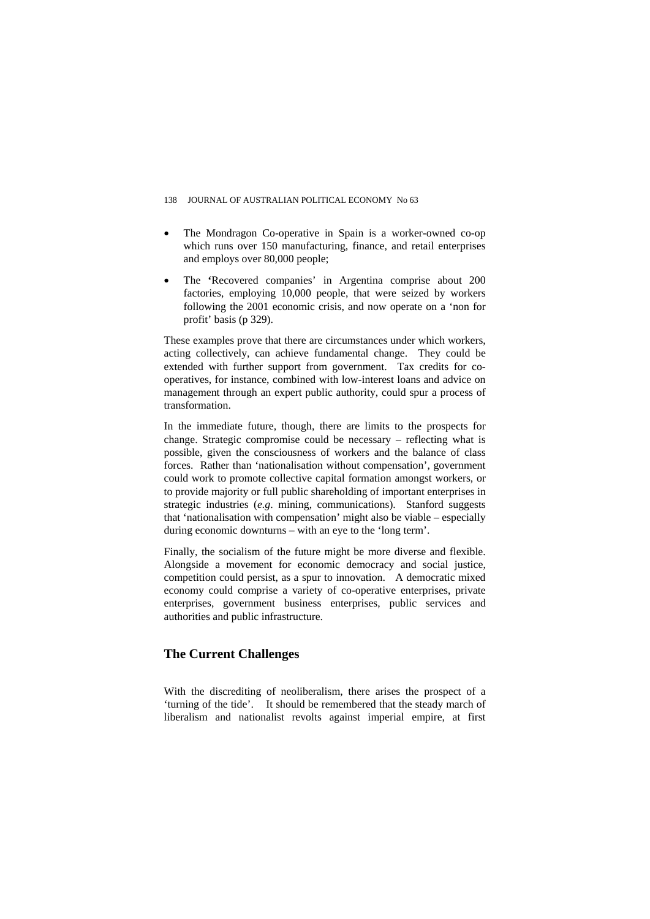- The Mondragon Co-operative in Spain is a worker-owned co-op which runs over 150 manufacturing, finance, and retail enterprises and employs over 80,000 people;
- The 'Recovered companies' in Argentina comprise about 200 factories, employing 10,000 people, that were seized by workers following the 2001 economic crisis, and now operate on a 'non for profit' basis (p 329).

These examples prove that there are circumstances under which workers, acting collectively, can achieve fundamental change. They could be extended with further support from government. Tax credits for co-operatives, for instance, combined with low-interest loans and advice on management through an expert public authority, could spur a process of transformation.

In the immediate future, though, there are limits to the prospects for change. Strategic compromise could be necessary – reflecting what is possible, given the consciousness of workers and the balance of class forces. Rather than 'nationalisation without compensation', government could work to promote collective capital formation amongst workers, or to provide majority or full public shareholding of important enterprises in strategic industries (*e.g*. mining, communications). Stanford suggests that 'nationalisation with compensation' might also be viable – especially during economic downturns – with an eye to the 'long term'.

Finally, the socialism of the future might be more diverse and flexible. Alongside a movement for economic democracy and social justice, competition could persist, as a spur to innovation. A democratic mixed economy could comprise a variety of co-operative enterprises, private enterprises, government business enterprises, public services and authorities and public infrastructure.

## The Current Challenges

With the discrediting of neoliberalism, there arises the prospect of a 'turning of the tide'. It should be remembered that the steady march of liberalism and nationalist revolts against imperial empire, at first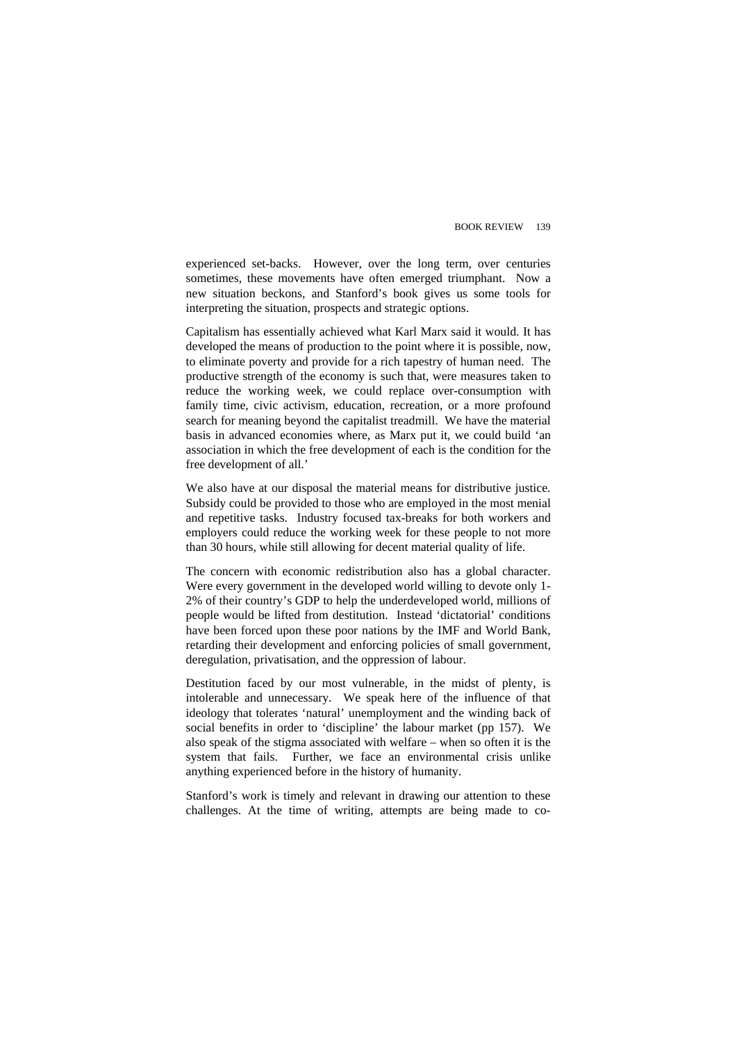experienced set-backs. However, over the long term, over centuries sometimes, these movements have often emerged triumphant. Now a new situation beckons, and Stanford's book gives us some tools for interpreting the situation, prospects and strategic options.

Capitalism has essentially achieved what Karl Marx said it would. It has developed the means of production to the point where it is possible, now, to eliminate poverty and provide for a rich tapestry of human need. The productive strength of the economy is such that, were measures taken to reduce the working week, we could replace over-consumption with family time, civic activism, education, recreation, or a more profound search for meaning beyond the capitalist treadmill. We have the material basis in advanced economies where, as Marx put it, we could build 'an association in which the free development of each is the condition for the free development of all.'

We also have at our disposal the material means for distributive justice. Subsidy could be provided to those who are employed in the most menial and repetitive tasks. Industry focused tax-breaks for both workers and employers could reduce the working week for these people to not more than 30 hours, while still allowing for decent material quality of life.

The concern with economic redistribution also has a global character. Were every government in the developed world willing to devote only 1-2% of their country's GDP to help the underdeveloped world, millions of people would be lifted from destitution. Instead 'dictatorial' conditions have been forced upon these poor nations by the IMF and World Bank, retarding their development and enforcing policies of small government, deregulation, privatisation, and the oppression of labour.

Destitution faced by our most vulnerable, in the midst of plenty, is intolerable and unnecessary. We speak here of the influence of that ideology that tolerates 'natural' unemployment and the winding back of social benefits in order to 'discipline' the labour market (pp 157). We also speak of the stigma associated with welfare – when so often it is the system that fails. Further, we face an environmental crisis unlike anything experienced before in the history of humanity.

Stanford's work is timely and relevant in drawing our attention to these challenges. At the time of writing, attempts are being made to co-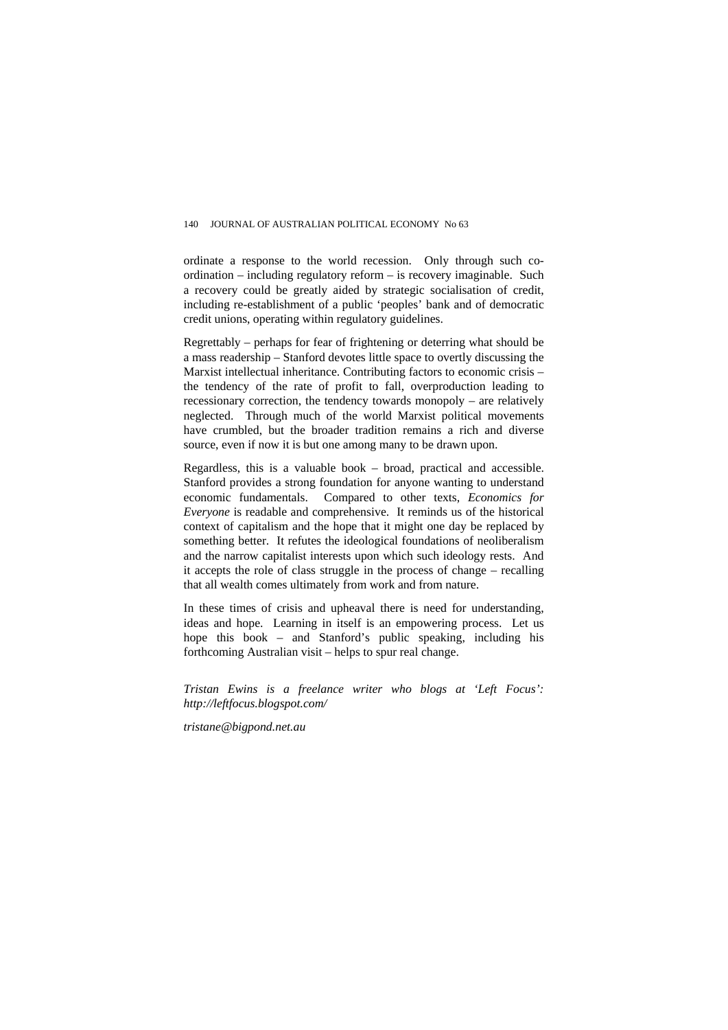ordinate a response to the world recession. Only through such co-ordination – including regulatory reform – is recovery imaginable. Such a recovery could be greatly aided by strategic socialisation of credit, including re-establishment of a public 'peoples' bank and of democratic credit unions, operating within regulatory guidelines.

Regrettably – perhaps for fear of frightening or deterring what should be a mass readership – Stanford devotes little space to overtly discussing the Marxist intellectual inheritance. Contributing factors to economic crisis – the tendency of the rate of profit to fall, overproduction leading to recessionary correction, the tendency towards monopoly – are relatively neglected. Through much of the world Marxist political movements have crumbled, but the broader tradition remains a rich and diverse source, even if now it is but one among many to be drawn upon.

Regardless, this is a valuable book – broad, practical and accessible. Stanford provides a strong foundation for anyone wanting to understand economic fundamentals. Compared to other texts, *Economics for Everyone* is readable and comprehensive. It reminds us of the historical context of capitalism and the hope that it might one day be replaced by something better. It refutes the ideological foundations of neoliberalism and the narrow capitalist interests upon which such ideology rests. And it accepts the role of class struggle in the process of change – recalling that all wealth comes ultimately from work and from nature.

In these times of crisis and upheaval there is need for understanding, ideas and hope. Learning in itself is an empowering process. Let us hope this book – and Stanford's public speaking, including his forthcoming Australian visit – helps to spur real change.

*Tristan Ewins is a freelance writer who blogs at 'Left Focus': http://leftfocus.blogspot.com/*

*tristane@bigpond.net.au*